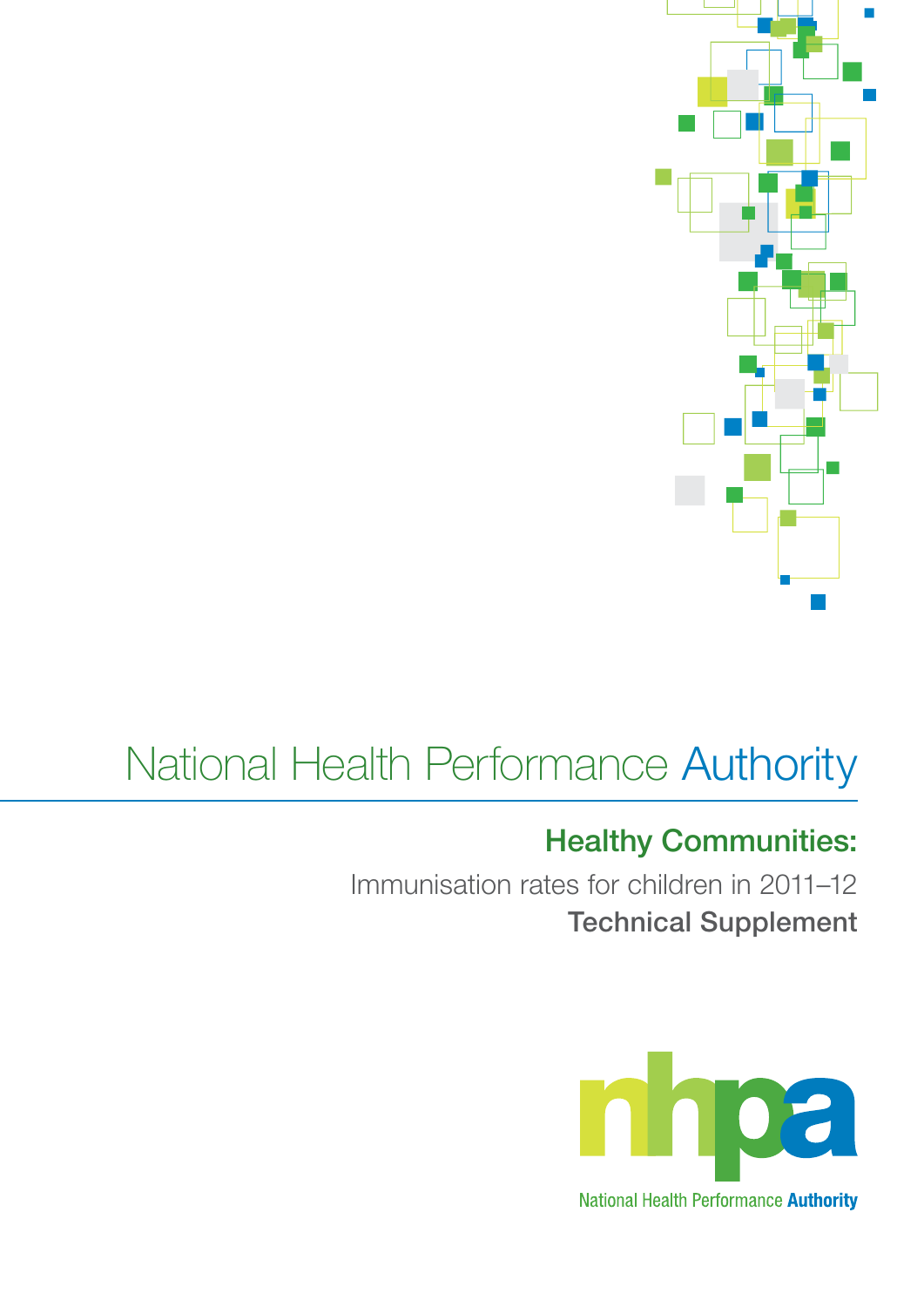National Health Performance Authority

# Healthy Communities:

## Immunisation rates for children in 2011–12

## Technical Supplement

nhpa

National Health Performance Authority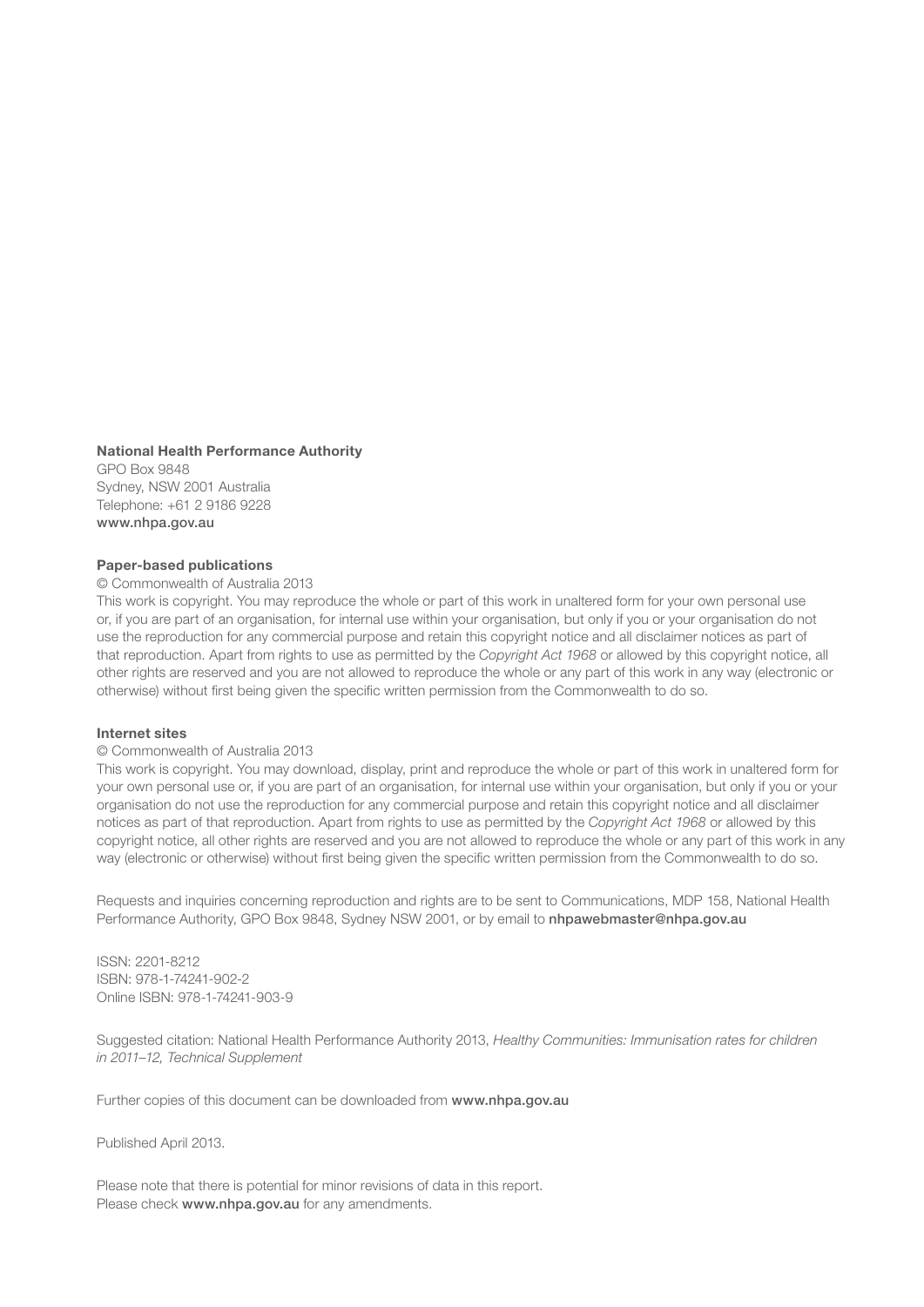**National Health Performance Authority**
GPO Box 9848
Sydney, NSW 2001 Australia
Telephone: +61 2 9186 9228
**www.nhpa.gov.au**

**Paper-based publications**

© Commonwealth of Australia 2013

This work is copyright. You may reproduce the whole or part of this work in unaltered form for your own personal use or, if you are part of an organisation, for internal use within your organisation, but only if you or your organisation do not use the reproduction for any commercial purpose and retain this copyright notice and all disclaimer notices as part of that reproduction. Apart from rights to use as permitted by the *Copyright Act 1968* or allowed by this copyright notice, all other rights are reserved and you are not allowed to reproduce the whole or any part of this work in any way (electronic or otherwise) without first being given the specific written permission from the Commonwealth to do so.

**Internet sites**

© Commonwealth of Australia 2013

This work is copyright. You may download, display, print and reproduce the whole or part of this work in unaltered form for your own personal use or, if you are part of an organisation, for internal use within your organisation, but only if you or your organisation do not use the reproduction for any commercial purpose and retain this copyright notice and all disclaimer notices as part of that reproduction. Apart from rights to use as permitted by the *Copyright Act 1968* or allowed by this copyright notice, all other rights are reserved and you are not allowed to reproduce the whole or any part of this work in any way (electronic or otherwise) without first being given the specific written permission from the Commonwealth to do so.

Requests and inquiries concerning reproduction and rights are to be sent to Communications, MDP 158, National Health Performance Authority, GPO Box 9848, Sydney NSW 2001, or by email to **nhpawebmaster@nhpa.gov.au**

ISSN: 2201-8212
ISBN: 978-1-74241-902-2
Online ISBN: 978-1-74241-903-9

Suggested citation: National Health Performance Authority 2013, *Healthy Communities: Immunisation rates for children in 2011–12, Technical Supplement*

Further copies of this document can be downloaded from **www.nhpa.gov.au**

Published April 2013.

Please note that there is potential for minor revisions of data in this report.
Please check **www.nhpa.gov.au** for any amendments.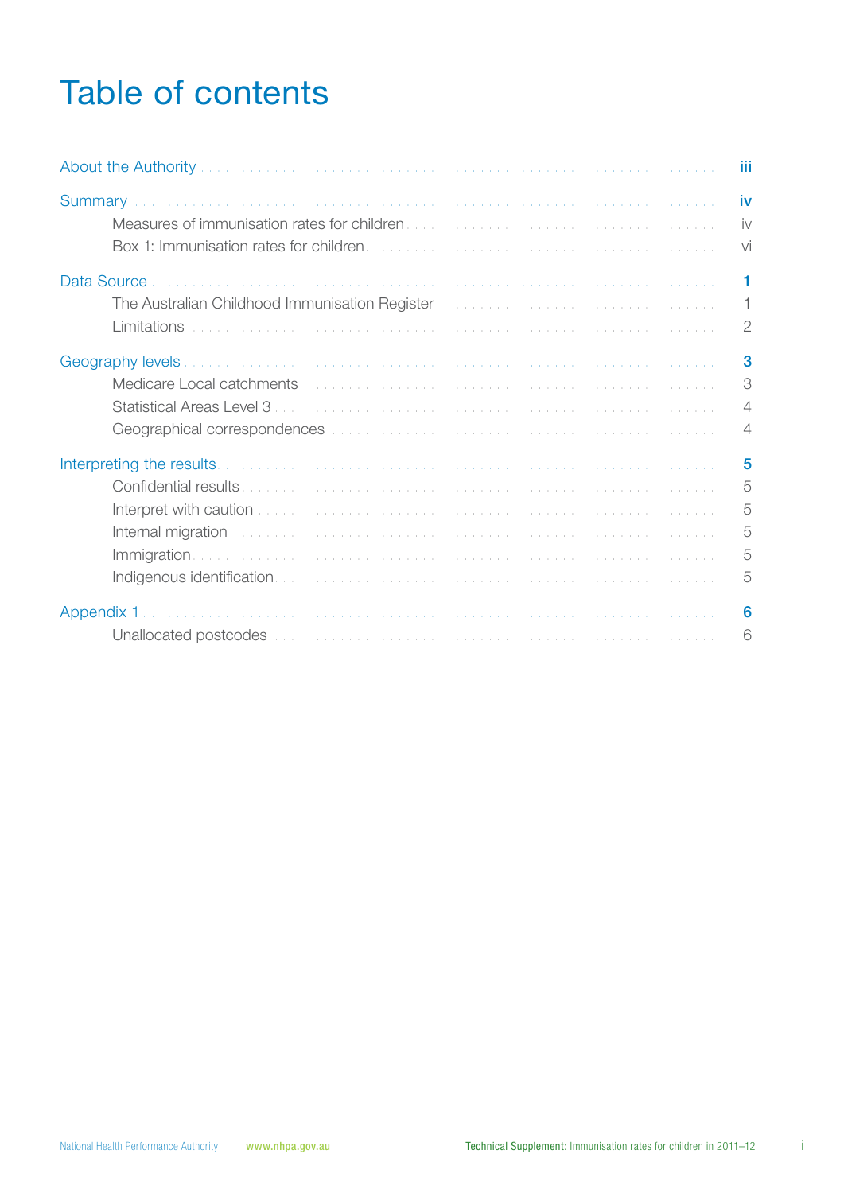# Table of contents

About the Authority ..... iii

Summary ..... iv

- Measures of immunisation rates for children ..... iv
- Box 1: Immunisation rates for children ..... vi

Data Source ..... 1

- The Australian Childhood Immunisation Register ..... 1
- Limitations ..... 2

Geography levels ..... 3

- Medicare Local catchments ..... 3
- Statistical Areas Level 3 ..... 4
- Geographical correspondences ..... 4

Interpreting the results ..... 5

- Confidential results ..... 5
- Interpret with caution ..... 5
- Internal migration ..... 5
- Immigration ..... 5
- Indigenous identification ..... 5

Appendix 1 ..... 6

- Unallocated postcodes ..... 6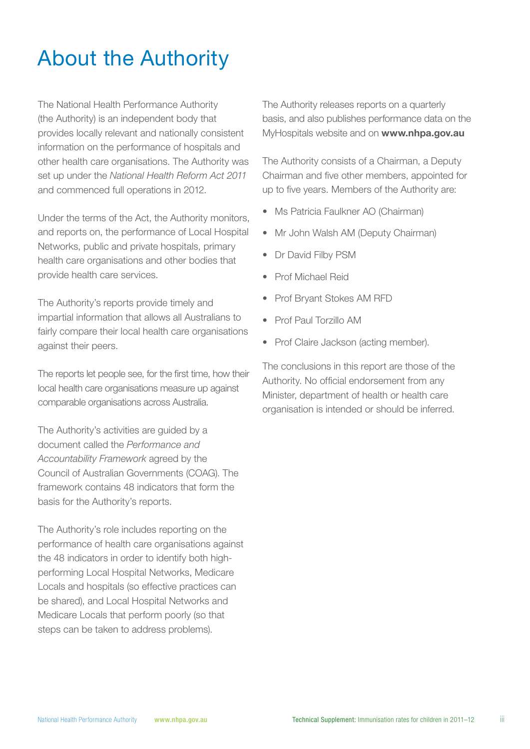# About the Authority

The National Health Performance Authority (the Authority) is an independent body that provides locally relevant and nationally consistent information on the performance of hospitals and other health care organisations. The Authority was set up under the *National Health Reform Act 2011* and commenced full operations in 2012.

Under the terms of the Act, the Authority monitors, and reports on, the performance of Local Hospital Networks, public and private hospitals, primary health care organisations and other bodies that provide health care services.

The Authority's reports provide timely and impartial information that allows all Australians to fairly compare their local health care organisations against their peers.

The reports let people see, for the first time, how their local health care organisations measure up against comparable organisations across Australia.

The Authority's activities are guided by a document called the *Performance and Accountability Framework* agreed by the Council of Australian Governments (COAG). The framework contains 48 indicators that form the basis for the Authority's reports.

The Authority's role includes reporting on the performance of health care organisations against the 48 indicators in order to identify both high-performing Local Hospital Networks, Medicare Locals and hospitals (so effective practices can be shared), and Local Hospital Networks and Medicare Locals that perform poorly (so that steps can be taken to address problems).

The Authority releases reports on a quarterly basis, and also publishes performance data on the MyHospitals website and on **www.nhpa.gov.au**

The Authority consists of a Chairman, a Deputy Chairman and five other members, appointed for up to five years. Members of the Authority are:

- Ms Patricia Faulkner AO (Chairman)
- Mr John Walsh AM (Deputy Chairman)
- Dr David Filby PSM
- Prof Michael Reid
- Prof Bryant Stokes AM RFD
- Prof Paul Torzillo AM
- Prof Claire Jackson (acting member).

The conclusions in this report are those of the Authority. No official endorsement from any Minister, department of health or health care organisation is intended or should be inferred.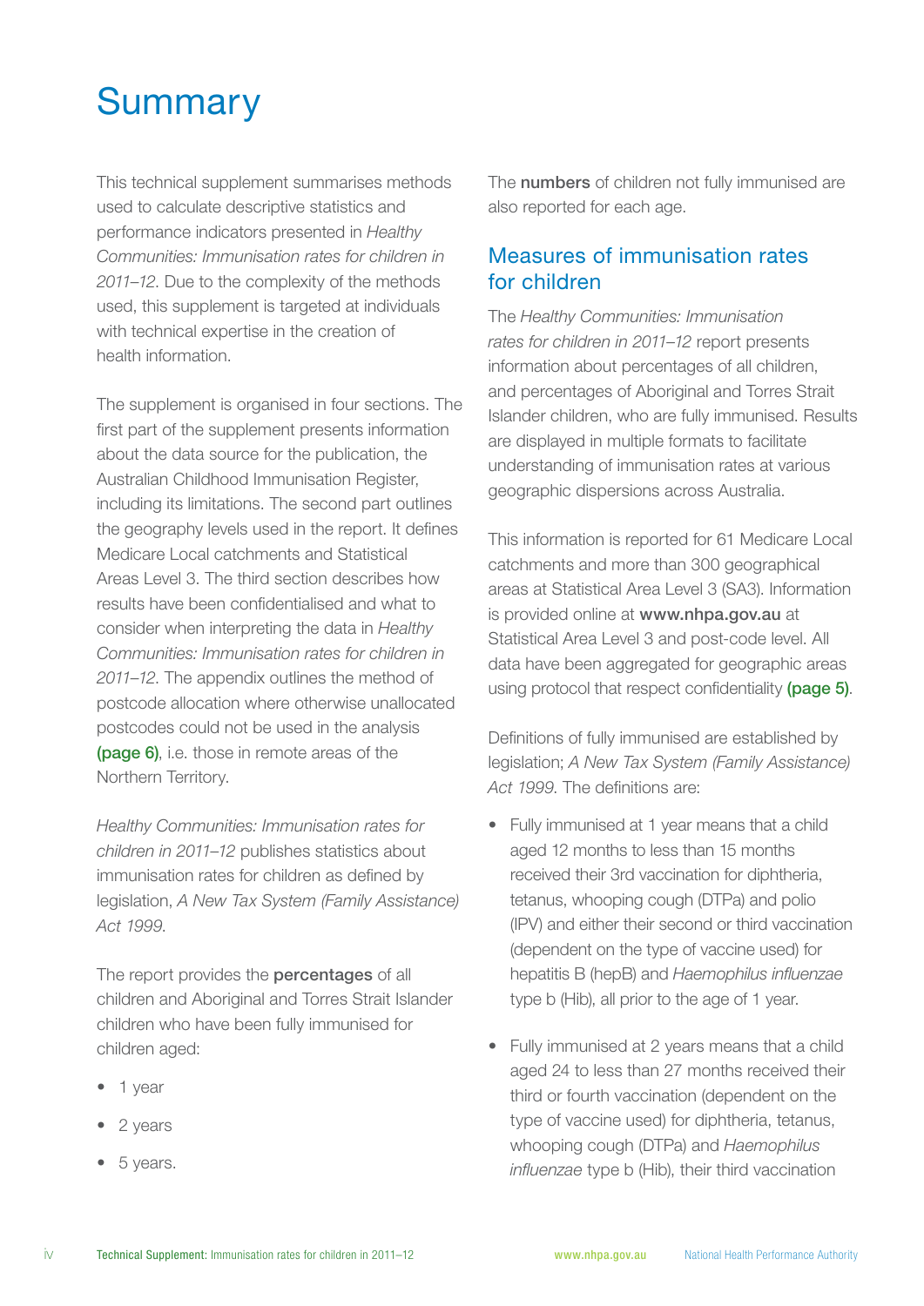# Summary

This technical supplement summarises methods used to calculate descriptive statistics and performance indicators presented in *Healthy Communities: Immunisation rates for children in 2011–12*. Due to the complexity of the methods used, this supplement is targeted at individuals with technical expertise in the creation of health information.

The supplement is organised in four sections. The first part of the supplement presents information about the data source for the publication, the Australian Childhood Immunisation Register, including its limitations. The second part outlines the geography levels used in the report. It defines Medicare Local catchments and Statistical Areas Level 3. The third section describes how results have been confidentialised and what to consider when interpreting the data in *Healthy Communities: Immunisation rates for children in 2011–12*. The appendix outlines the method of postcode allocation where otherwise unallocated postcodes could not be used in the analysis **(page 6)**, i.e. those in remote areas of the Northern Territory.

*Healthy Communities: Immunisation rates for children in 2011–12* publishes statistics about immunisation rates for children as defined by legislation, *A New Tax System (Family Assistance) Act 1999*.

The report provides the **percentages** of all children and Aboriginal and Torres Strait Islander children who have been fully immunised for children aged:

- 1 year
- 2 years
- 5 years.

The **numbers** of children not fully immunised are also reported for each age.

## Measures of immunisation rates for children

The *Healthy Communities: Immunisation rates for children in 2011–12* report presents information about percentages of all children, and percentages of Aboriginal and Torres Strait Islander children, who are fully immunised. Results are displayed in multiple formats to facilitate understanding of immunisation rates at various geographic dispersions across Australia.

This information is reported for 61 Medicare Local catchments and more than 300 geographical areas at Statistical Area Level 3 (SA3). Information is provided online at **www.nhpa.gov.au** at Statistical Area Level 3 and post-code level. All data have been aggregated for geographic areas using protocol that respect confidentiality **(page 5)**.

Definitions of fully immunised are established by legislation; *A New Tax System (Family Assistance) Act 1999*. The definitions are:

- Fully immunised at 1 year means that a child aged 12 months to less than 15 months received their 3rd vaccination for diphtheria, tetanus, whooping cough (DTPa) and polio (IPV) and either their second or third vaccination (dependent on the type of vaccine used) for hepatitis B (hepB) and *Haemophilus influenzae* type b (Hib), all prior to the age of 1 year.

- Fully immunised at 2 years means that a child aged 24 to less than 27 months received their third or fourth vaccination (dependent on the type of vaccine used) for diphtheria, tetanus, whooping cough (DTPa) and *Haemophilus influenzae* type b (Hib), their third vaccination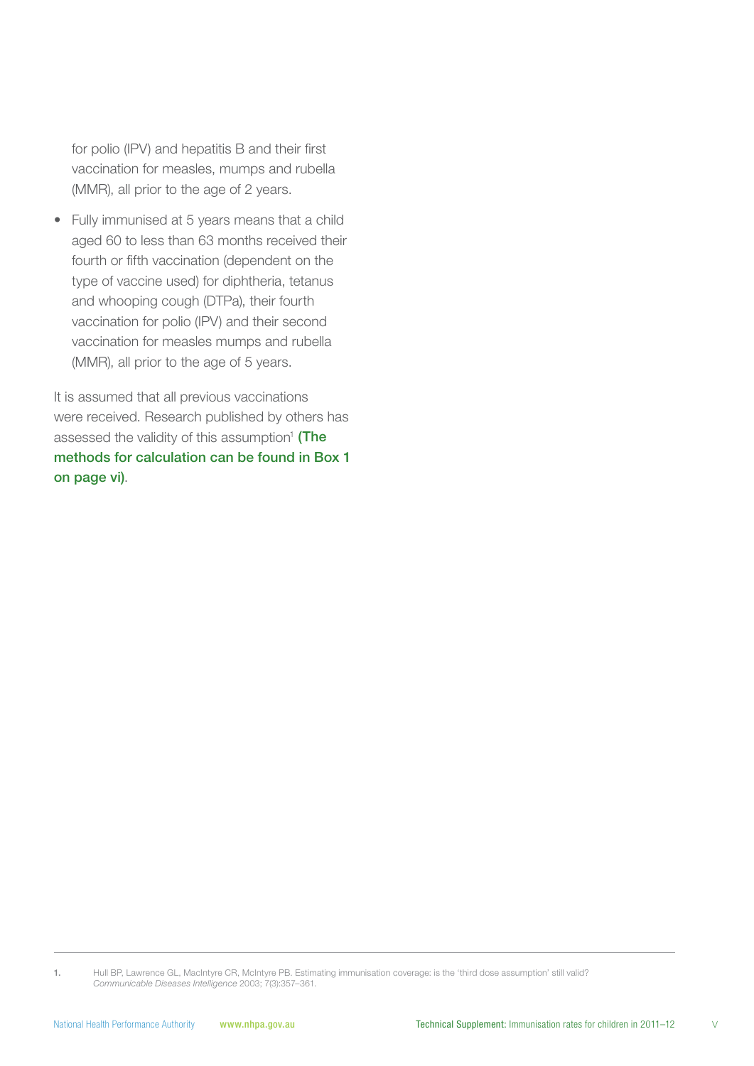for polio (IPV) and hepatitis B and their first vaccination for measles, mumps and rubella (MMR), all prior to the age of 2 years.

- Fully immunised at 5 years means that a child aged 60 to less than 63 months received their fourth or fifth vaccination (dependent on the type of vaccine used) for diphtheria, tetanus and whooping cough (DTPa), their fourth vaccination for polio (IPV) and their second vaccination for measles mumps and rubella (MMR), all prior to the age of 5 years.

It is assumed that all previous vaccinations were received. Research published by others has assessed the validity of this assumption[1] **(The methods for calculation can be found in Box 1 on page vi)**.

---

1. Hull BP, Lawrence GL, MacIntyre CR, McIntyre PB. Estimating immunisation coverage: is the 'third dose assumption' still valid? *Communicable Diseases Intelligence* 2003; 7(3):357–361.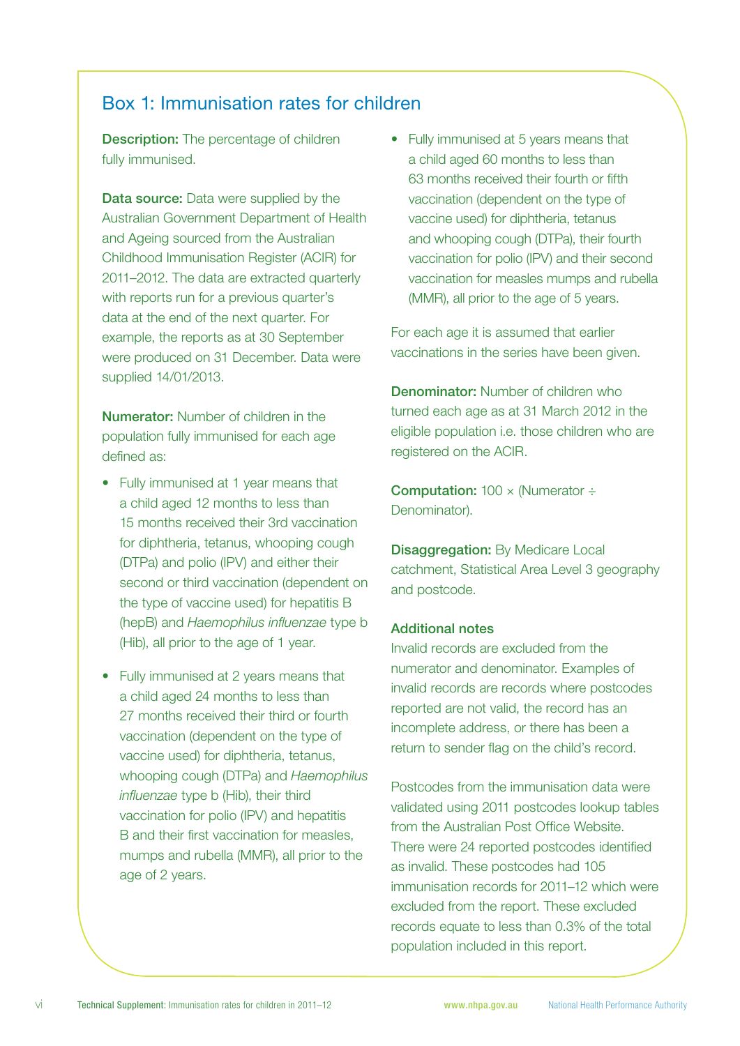## Box 1: Immunisation rates for children

**Description:** The percentage of children fully immunised.

**Data source:** Data were supplied by the Australian Government Department of Health and Ageing sourced from the Australian Childhood Immunisation Register (ACIR) for 2011–2012. The data are extracted quarterly with reports run for a previous quarter's data at the end of the next quarter. For example, the reports as at 30 September were produced on 31 December. Data were supplied 14/01/2013.

**Numerator:** Number of children in the population fully immunised for each age defined as:

- Fully immunised at 1 year means that a child aged 12 months to less than 15 months received their 3rd vaccination for diphtheria, tetanus, whooping cough (DTPa) and polio (IPV) and either their second or third vaccination (dependent on the type of vaccine used) for hepatitis B (hepB) and *Haemophilus influenzae* type b (Hib), all prior to the age of 1 year.
- Fully immunised at 2 years means that a child aged 24 months to less than 27 months received their third or fourth vaccination (dependent on the type of vaccine used) for diphtheria, tetanus, whooping cough (DTPa) and *Haemophilus influenzae* type b (Hib), their third vaccination for polio (IPV) and hepatitis B and their first vaccination for measles, mumps and rubella (MMR), all prior to the age of 2 years.
- Fully immunised at 5 years means that a child aged 60 months to less than 63 months received their fourth or fifth vaccination (dependent on the type of vaccine used) for diphtheria, tetanus and whooping cough (DTPa), their fourth vaccination for polio (IPV) and their second vaccination for measles mumps and rubella (MMR), all prior to the age of 5 years.

For each age it is assumed that earlier vaccinations in the series have been given.

**Denominator:** Number of children who turned each age as at 31 March 2012 in the eligible population i.e. those children who are registered on the ACIR.

**Computation:** 100 × (Numerator ÷ Denominator).

**Disaggregation:** By Medicare Local catchment, Statistical Area Level 3 geography and postcode.

### Additional notes

Invalid records are excluded from the numerator and denominator. Examples of invalid records are records where postcodes reported are not valid, the record has an incomplete address, or there has been a return to sender flag on the child's record.

Postcodes from the immunisation data were validated using 2011 postcodes lookup tables from the Australian Post Office Website. There were 24 reported postcodes identified as invalid. These postcodes had 105 immunisation records for 2011–12 which were excluded from the report. These excluded records equate to less than 0.3% of the total population included in this report.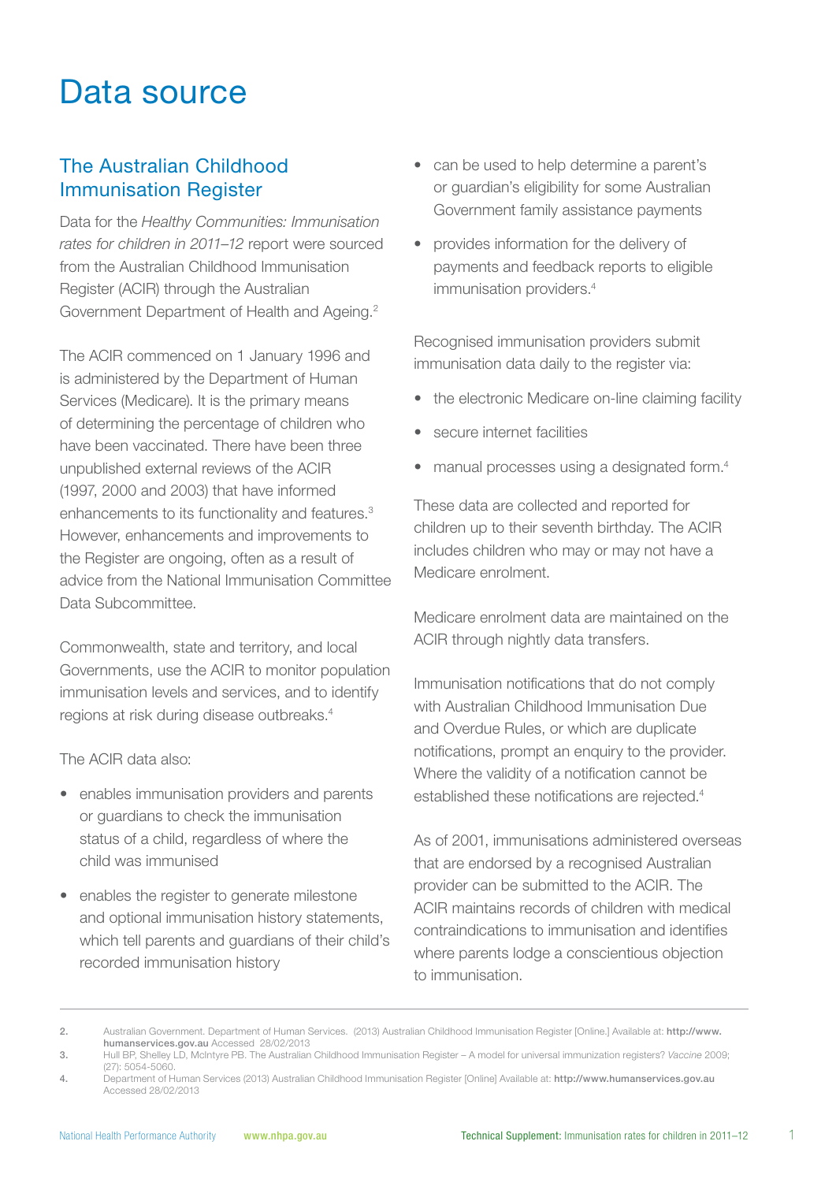# Data source

## The Australian Childhood Immunisation Register

Data for the *Healthy Communities: Immunisation rates for children in 2011–12* report were sourced from the Australian Childhood Immunisation Register (ACIR) through the Australian Government Department of Health and Ageing.[2]

The ACIR commenced on 1 January 1996 and is administered by the Department of Human Services (Medicare). It is the primary means of determining the percentage of children who have been vaccinated. There have been three unpublished external reviews of the ACIR (1997, 2000 and 2003) that have informed enhancements to its functionality and features.[3] However, enhancements and improvements to the Register are ongoing, often as a result of advice from the National Immunisation Committee Data Subcommittee.

Commonwealth, state and territory, and local Governments, use the ACIR to monitor population immunisation levels and services, and to identify regions at risk during disease outbreaks.[4]

The ACIR data also:

- enables immunisation providers and parents or guardians to check the immunisation status of a child, regardless of where the child was immunised
- enables the register to generate milestone and optional immunisation history statements, which tell parents and guardians of their child's recorded immunisation history
- can be used to help determine a parent's or guardian's eligibility for some Australian Government family assistance payments
- provides information for the delivery of payments and feedback reports to eligible immunisation providers.[4]

Recognised immunisation providers submit immunisation data daily to the register via:

- the electronic Medicare on-line claiming facility
- secure internet facilities
- manual processes using a designated form.[4]

These data are collected and reported for children up to their seventh birthday. The ACIR includes children who may or may not have a Medicare enrolment.

Medicare enrolment data are maintained on the ACIR through nightly data transfers.

Immunisation notifications that do not comply with Australian Childhood Immunisation Due and Overdue Rules, or which are duplicate notifications, prompt an enquiry to the provider. Where the validity of a notification cannot be established these notifications are rejected.[4]

As of 2001, immunisations administered overseas that are endorsed by a recognised Australian provider can be submitted to the ACIR. The ACIR maintains records of children with medical contraindications to immunisation and identifies where parents lodge a conscientious objection to immunisation.

---

2. Australian Government. Department of Human Services. (2013) Australian Childhood Immunisation Register [Online.] Available at: **http://www.humanservices.gov.au** Accessed 28/02/2013
3. Hull BP, Shelley LD, McIntyre PB. The Australian Childhood Immunisation Register – A model for universal immunization registers? *Vaccine* 2009; (27): 5054-5060.
4. Department of Human Services (2013) Australian Childhood Immunisation Register [Online] Available at: **http://www.humanservices.gov.au** Accessed 28/02/2013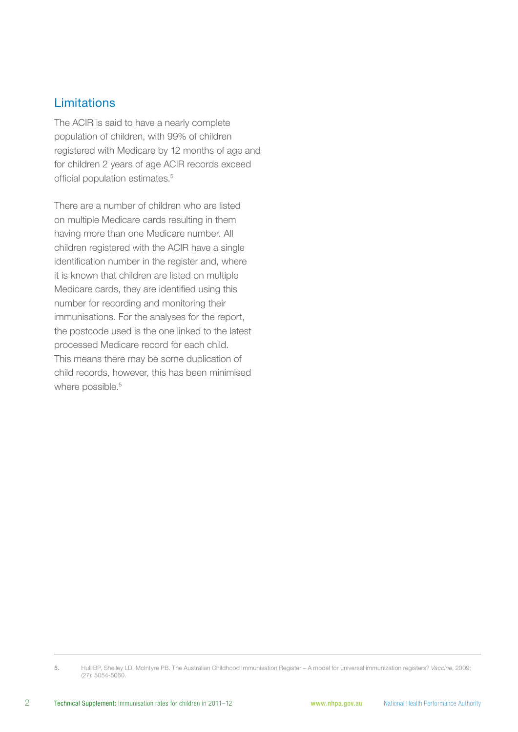## Limitations

The ACIR is said to have a nearly complete population of children, with 99% of children registered with Medicare by 12 months of age and for children 2 years of age ACIR records exceed official population estimates.[5]

There are a number of children who are listed on multiple Medicare cards resulting in them having more than one Medicare number. All children registered with the ACIR have a single identification number in the register and, where it is known that children are listed on multiple Medicare cards, they are identified using this number for recording and monitoring their immunisations. For the analyses for the report, the postcode used is the one linked to the latest processed Medicare record for each child. This means there may be some duplication of child records, however, this has been minimised where possible.[5]

---

**5.** Hull BP, Shelley LD, McIntyre PB. The Australian Childhood Immunisation Register – A model for universal immunization registers? *Vaccine*, 2009; (27): 5054-5060.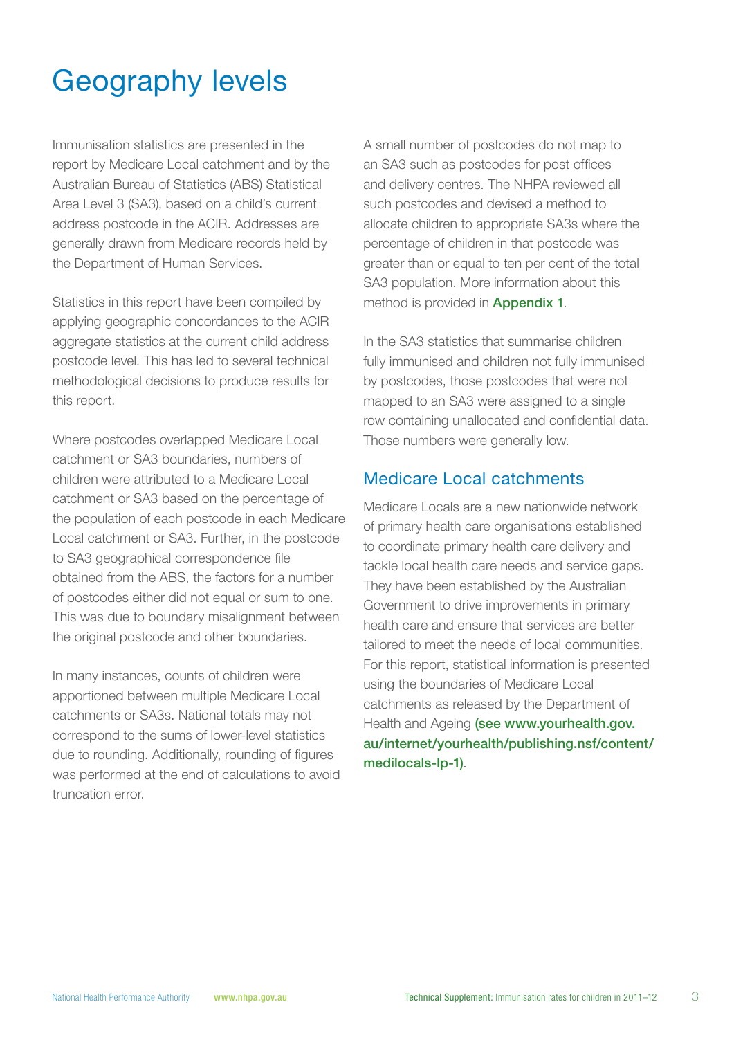# Geography levels

Immunisation statistics are presented in the report by Medicare Local catchment and by the Australian Bureau of Statistics (ABS) Statistical Area Level 3 (SA3), based on a child's current address postcode in the ACIR. Addresses are generally drawn from Medicare records held by the Department of Human Services.

Statistics in this report have been compiled by applying geographic concordances to the ACIR aggregate statistics at the current child address postcode level. This has led to several technical methodological decisions to produce results for this report.

Where postcodes overlapped Medicare Local catchment or SA3 boundaries, numbers of children were attributed to a Medicare Local catchment or SA3 based on the percentage of the population of each postcode in each Medicare Local catchment or SA3. Further, in the postcode to SA3 geographical correspondence file obtained from the ABS, the factors for a number of postcodes either did not equal or sum to one. This was due to boundary misalignment between the original postcode and other boundaries.

In many instances, counts of children were apportioned between multiple Medicare Local catchments or SA3s. National totals may not correspond to the sums of lower-level statistics due to rounding. Additionally, rounding of figures was performed at the end of calculations to avoid truncation error.

A small number of postcodes do not map to an SA3 such as postcodes for post offices and delivery centres. The NHPA reviewed all such postcodes and devised a method to allocate children to appropriate SA3s where the percentage of children in that postcode was greater than or equal to ten per cent of the total SA3 population. More information about this method is provided in **Appendix 1**.

In the SA3 statistics that summarise children fully immunised and children not fully immunised by postcodes, those postcodes that were not mapped to an SA3 were assigned to a single row containing unallocated and confidential data. Those numbers were generally low.

## Medicare Local catchments

Medicare Locals are a new nationwide network of primary health care organisations established to coordinate primary health care delivery and tackle local health care needs and service gaps. They have been established by the Australian Government to drive improvements in primary health care and ensure that services are better tailored to meet the needs of local communities. For this report, statistical information is presented using the boundaries of Medicare Local catchments as released by the Department of Health and Ageing **(see www.yourhealth.gov.au/internet/yourhealth/publishing.nsf/content/medilocals-lp-1)**.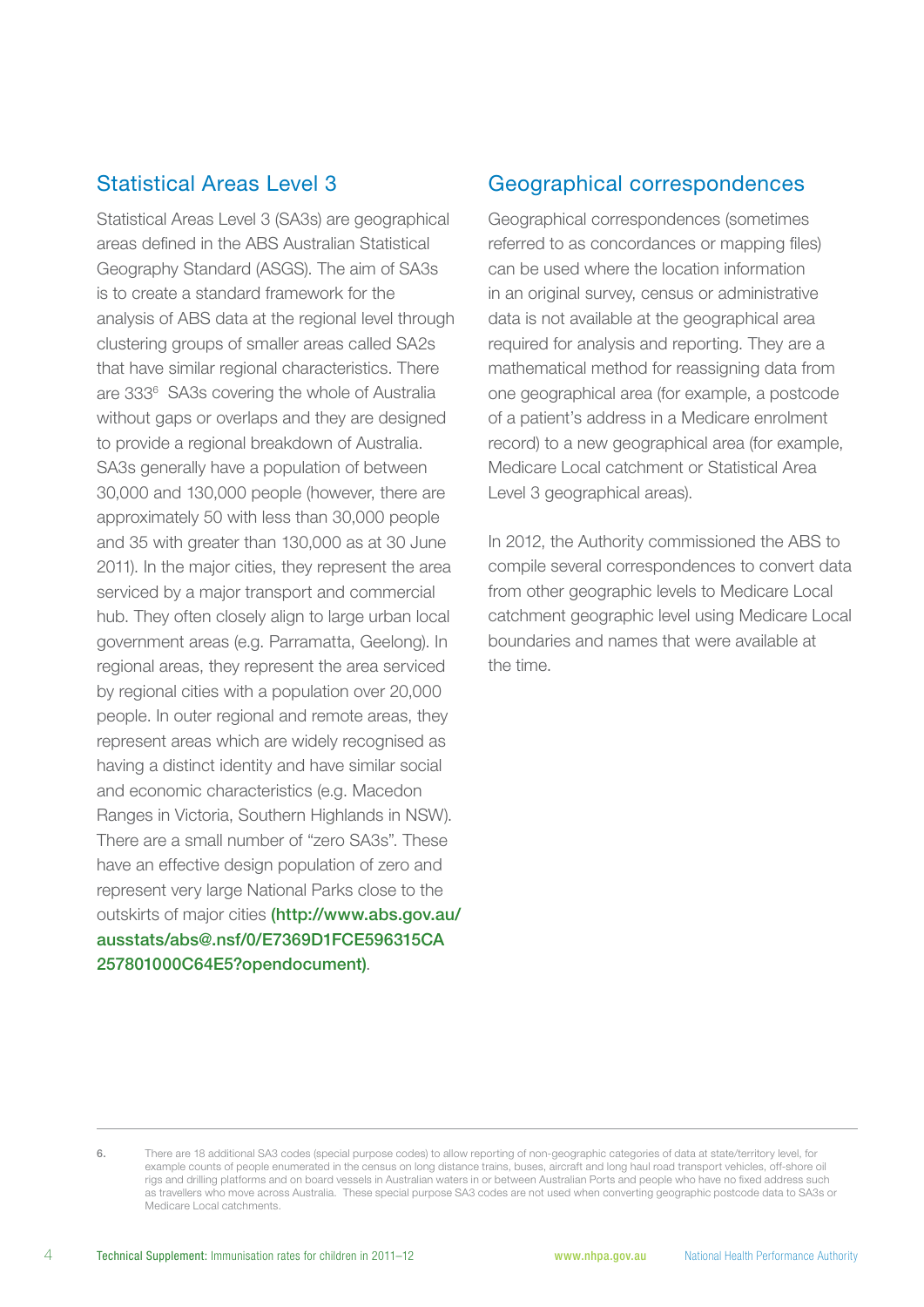## Statistical Areas Level 3

Statistical Areas Level 3 (SA3s) are geographical areas defined in the ABS Australian Statistical Geography Standard (ASGS). The aim of SA3s is to create a standard framework for the analysis of ABS data at the regional level through clustering groups of smaller areas called SA2s that have similar regional characteristics. There are 333[6] SA3s covering the whole of Australia without gaps or overlaps and they are designed to provide a regional breakdown of Australia. SA3s generally have a population of between 30,000 and 130,000 people (however, there are approximately 50 with less than 30,000 people and 35 with greater than 130,000 as at 30 June 2011). In the major cities, they represent the area serviced by a major transport and commercial hub. They often closely align to large urban local government areas (e.g. Parramatta, Geelong). In regional areas, they represent the area serviced by regional cities with a population over 20,000 people. In outer regional and remote areas, they represent areas which are widely recognised as having a distinct identity and have similar social and economic characteristics (e.g. Macedon Ranges in Victoria, Southern Highlands in NSW). There are a small number of "zero SA3s". These have an effective design population of zero and represent very large National Parks close to the outskirts of major cities **(http://www.abs.gov.au/ausstats/abs@.nsf/0/E7369D1FCE596315CA257801000C64E5?opendocument)**.

## Geographical correspondences

Geographical correspondences (sometimes referred to as concordances or mapping files) can be used where the location information in an original survey, census or administrative data is not available at the geographical area required for analysis and reporting. They are a mathematical method for reassigning data from one geographical area (for example, a postcode of a patient's address in a Medicare enrolment record) to a new geographical area (for example, Medicare Local catchment or Statistical Area Level 3 geographical areas).

In 2012, the Authority commissioned the ABS to compile several correspondences to convert data from other geographic levels to Medicare Local catchment geographic level using Medicare Local boundaries and names that were available at the time.

---

6. There are 18 additional SA3 codes (special purpose codes) to allow reporting of non-geographic categories of data at state/territory level, for example counts of people enumerated in the census on long distance trains, buses, aircraft and long haul road transport vehicles, off-shore oil rigs and drilling platforms and on board vessels in Australian waters in or between Australian Ports and people who have no fixed address such as travellers who move across Australia. These special purpose SA3 codes are not used when converting geographic postcode data to SA3s or Medicare Local catchments.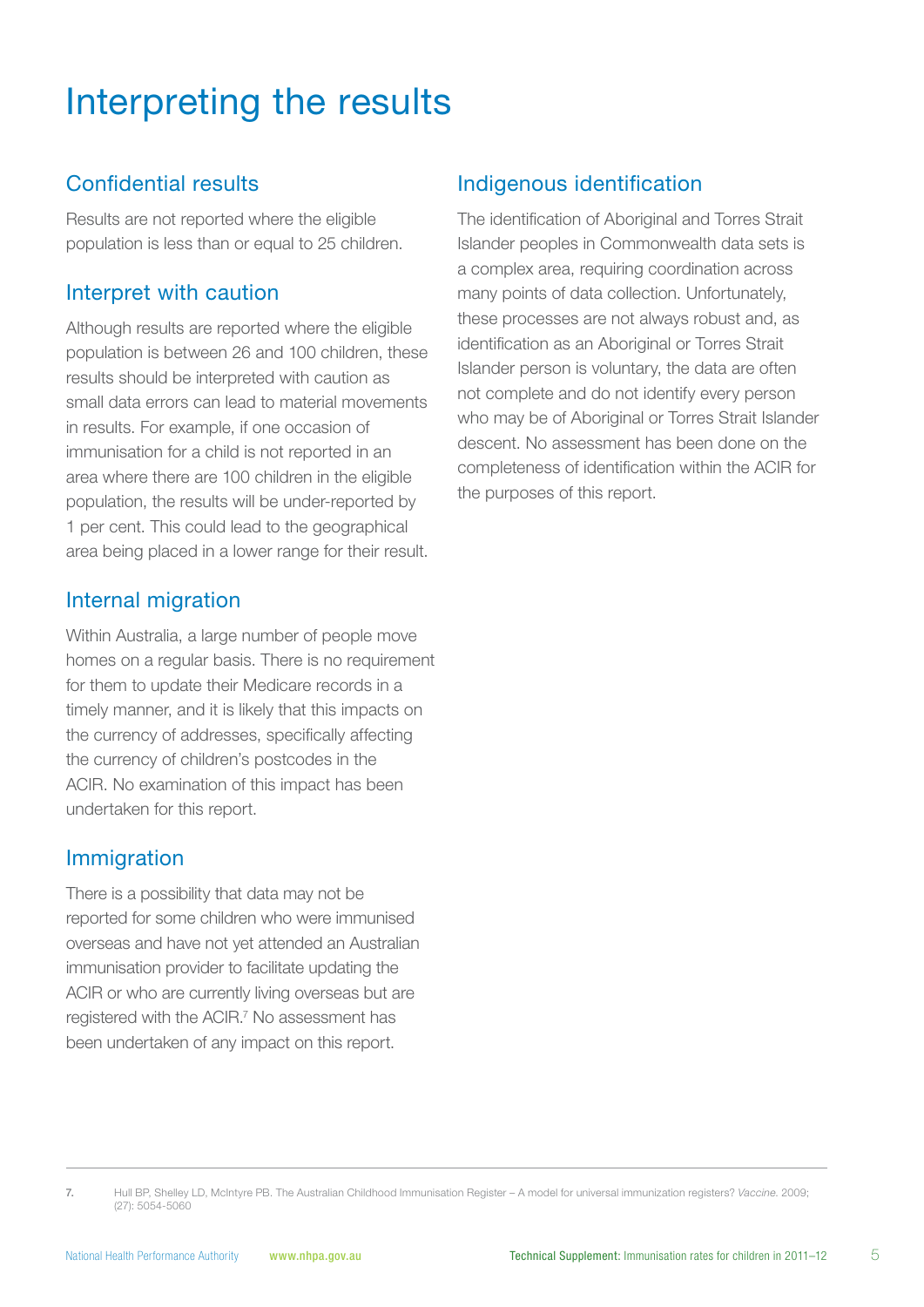# Interpreting the results

## Confidential results

Results are not reported where the eligible population is less than or equal to 25 children.

## Interpret with caution

Although results are reported where the eligible population is between 26 and 100 children, these results should be interpreted with caution as small data errors can lead to material movements in results. For example, if one occasion of immunisation for a child is not reported in an area where there are 100 children in the eligible population, the results will be under-reported by 1 per cent. This could lead to the geographical area being placed in a lower range for their result.

## Internal migration

Within Australia, a large number of people move homes on a regular basis. There is no requirement for them to update their Medicare records in a timely manner, and it is likely that this impacts on the currency of addresses, specifically affecting the currency of children's postcodes in the ACIR. No examination of this impact has been undertaken for this report.

## Immigration

There is a possibility that data may not be reported for some children who were immunised overseas and have not yet attended an Australian immunisation provider to facilitate updating the ACIR or who are currently living overseas but are registered with the ACIR.[7] No assessment has been undertaken of any impact on this report.

## Indigenous identification

The identification of Aboriginal and Torres Strait Islander peoples in Commonwealth data sets is a complex area, requiring coordination across many points of data collection. Unfortunately, these processes are not always robust and, as identification as an Aboriginal or Torres Strait Islander person is voluntary, the data are often not complete and do not identify every person who may be of Aboriginal or Torres Strait Islander descent. No assessment has been done on the completeness of identification within the ACIR for the purposes of this report.

---

7. Hull BP, Shelley LD, McIntyre PB. The Australian Childhood Immunisation Register – A model for universal immunization registers? *Vaccine*. 2009; (27): 5054-5060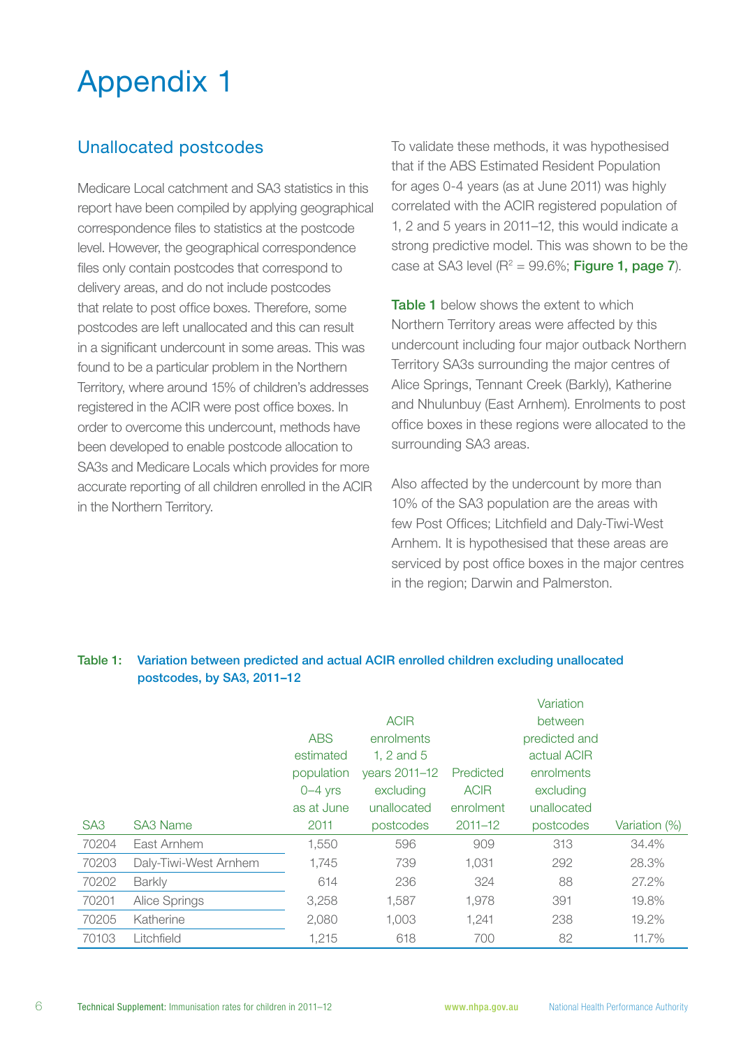# Appendix 1

## Unallocated postcodes

Medicare Local catchment and SA3 statistics in this report have been compiled by applying geographical correspondence files to statistics at the postcode level. However, the geographical correspondence files only contain postcodes that correspond to delivery areas, and do not include postcodes that relate to post office boxes. Therefore, some postcodes are left unallocated and this can result in a significant undercount in some areas. This was found to be a particular problem in the Northern Territory, where around 15% of children's addresses registered in the ACIR were post office boxes. In order to overcome this undercount, methods have been developed to enable postcode allocation to SA3s and Medicare Locals which provides for more accurate reporting of all children enrolled in the ACIR in the Northern Territory.

To validate these methods, it was hypothesised that if the ABS Estimated Resident Population for ages 0-4 years (as at June 2011) was highly correlated with the ACIR registered population of 1, 2 and 5 years in 2011–12, this would indicate a strong predictive model. This was shown to be the case at SA3 level ($R^2$ = 99.6%; **Figure 1, page 7**).

**Table 1** below shows the extent to which Northern Territory areas were affected by this undercount including four major outback Northern Territory SA3s surrounding the major centres of Alice Springs, Tennant Creek (Barkly), Katherine and Nhulunbuy (East Arnhem). Enrolments to post office boxes in these regions were allocated to the surrounding SA3 areas.

Also affected by the undercount by more than 10% of the SA3 population are the areas with few Post Offices; Litchfield and Daly-Tiwi-West Arnhem. It is hypothesised that these areas are serviced by post office boxes in the major centres in the region; Darwin and Palmerston.

**Table 1: Variation between predicted and actual ACIR enrolled children excluding unallocated postcodes, by SA3, 2011–12**

| SA3 | SA3 Name | ABS estimated population 0–4 yrs as at June 2011 | ACIR enrolments 1, 2 and 5 years 2011–12 excluding unallocated postcodes | Predicted ACIR enrolment 2011–12 | Variation between predicted and actual ACIR enrolments excluding unallocated postcodes | Variation (%) |
|---|---|---|---|---|---|---|
| 70204 | East Arnhem | 1,550 | 596 | 909 | 313 | 34.4% |
| 70203 | Daly-Tiwi-West Arnhem | 1,745 | 739 | 1,031 | 292 | 28.3% |
| 70202 | Barkly | 614 | 236 | 324 | 88 | 27.2% |
| 70201 | Alice Springs | 3,258 | 1,587 | 1,978 | 391 | 19.8% |
| 70205 | Katherine | 2,080 | 1,003 | 1,241 | 238 | 19.2% |
| 70103 | Litchfield | 1,215 | 618 | 700 | 82 | 11.7% |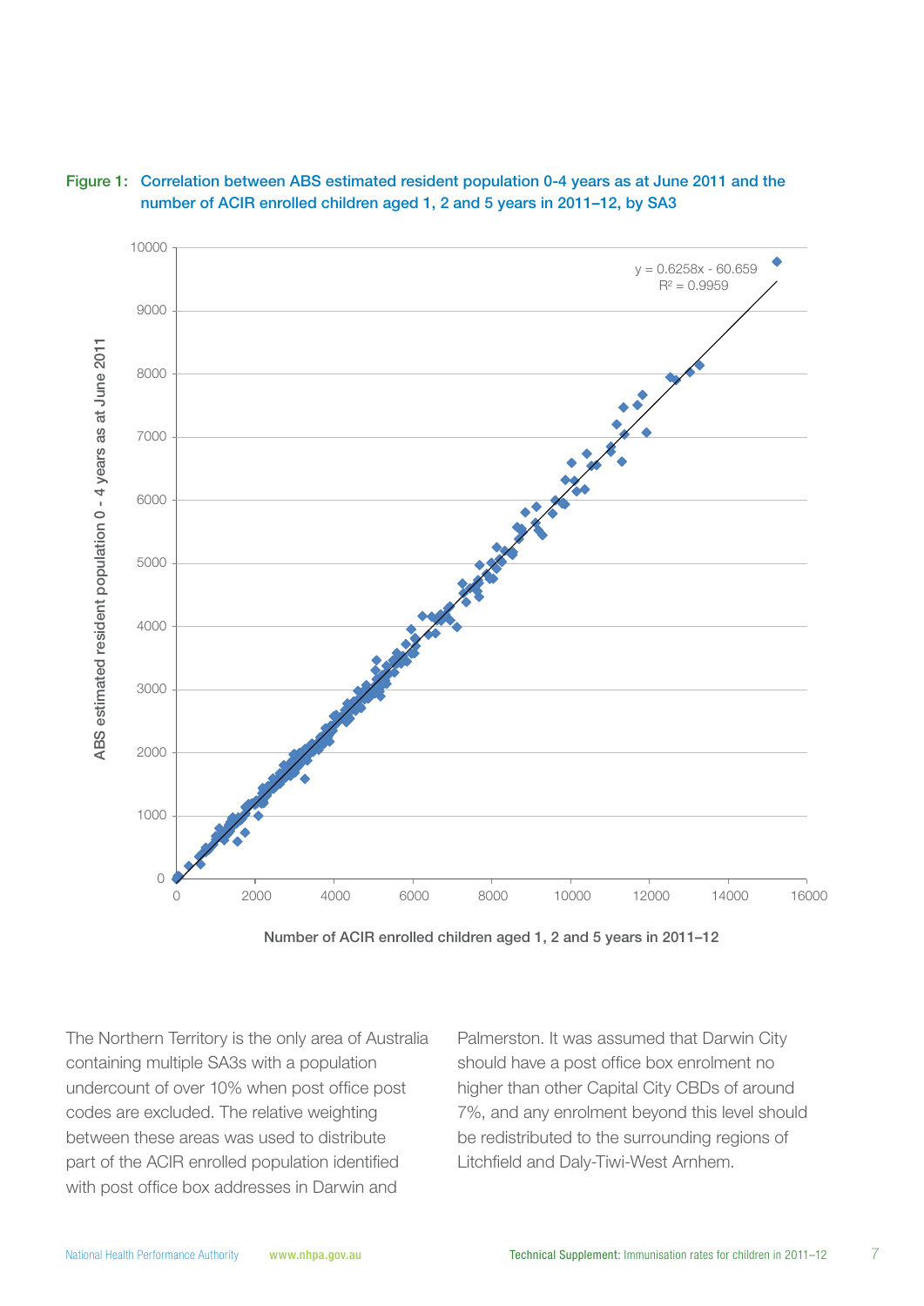**Figure 1:** Correlation between ABS estimated resident population 0-4 years as at June 2011 and the number of ACIR enrolled children aged 1, 2 and 5 years in 2011–12, by SA3

$y = 0.6258x - 60.659$
$R^2 = 0.9959$

The Northern Territory is the only area of Australia containing multiple SA3s with a population undercount of over 10% when post office post codes are excluded. The relative weighting between these areas was used to distribute part of the ACIR enrolled population identified with post office box addresses in Darwin and Palmerston. It was assumed that Darwin City should have a post office box enrolment no higher than other Capital City CBDs of around 7%, and any enrolment beyond this level should be redistributed to the surrounding regions of Litchfield and Daly-Tiwi-West Arnhem.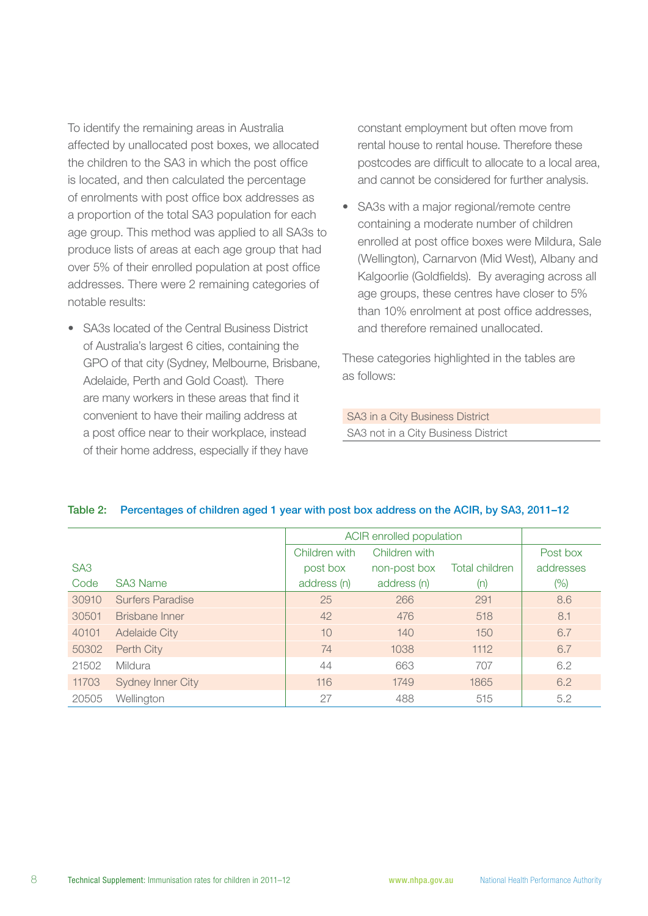To identify the remaining areas in Australia affected by unallocated post boxes, we allocated the children to the SA3 in which the post office is located, and then calculated the percentage of enrolments with post office box addresses as a proportion of the total SA3 population for each age group. This method was applied to all SA3s to produce lists of areas at each age group that had over 5% of their enrolled population at post office addresses. There were 2 remaining categories of notable results:

- SA3s located of the Central Business District of Australia's largest 6 cities, containing the GPO of that city (Sydney, Melbourne, Brisbane, Adelaide, Perth and Gold Coast). There are many workers in these areas that find it convenient to have their mailing address at a post office near to their workplace, instead of their home address, especially if they have constant employment but often move from rental house to rental house. Therefore these postcodes are difficult to allocate to a local area, and cannot be considered for further analysis.
- SA3s with a major regional/remote centre containing a moderate number of children enrolled at post office boxes were Mildura, Sale (Wellington), Carnarvon (Mid West), Albany and Kalgoorlie (Goldfields). By averaging across all age groups, these centres have closer to 5% than 10% enrolment at post office addresses, and therefore remained unallocated.

These categories highlighted in the tables are as follows:

| |
|---|
| SA3 in a City Business District |
| SA3 not in a City Business District |

**Table 2: Percentages of children aged 1 year with post box address on the ACIR, by SA3, 2011–12**

| | | ACIR enrolled population | | | |
|---|---|---|---|---|---|
| SA3 Code | SA3 Name | Children with post box address (n) | Children with non-post box address (n) | Total children (n) | Post box addresses (%) |
| 30910 | Surfers Paradise | 25 | 266 | 291 | 8.6 |
| 30501 | Brisbane Inner | 42 | 476 | 518 | 8.1 |
| 40101 | Adelaide City | 10 | 140 | 150 | 6.7 |
| 50302 | Perth City | 74 | 1038 | 1112 | 6.7 |
| 21502 | Mildura | 44 | 663 | 707 | 6.2 |
| 11703 | Sydney Inner City | 116 | 1749 | 1865 | 6.2 |
| 20505 | Wellington | 27 | 488 | 515 | 5.2 |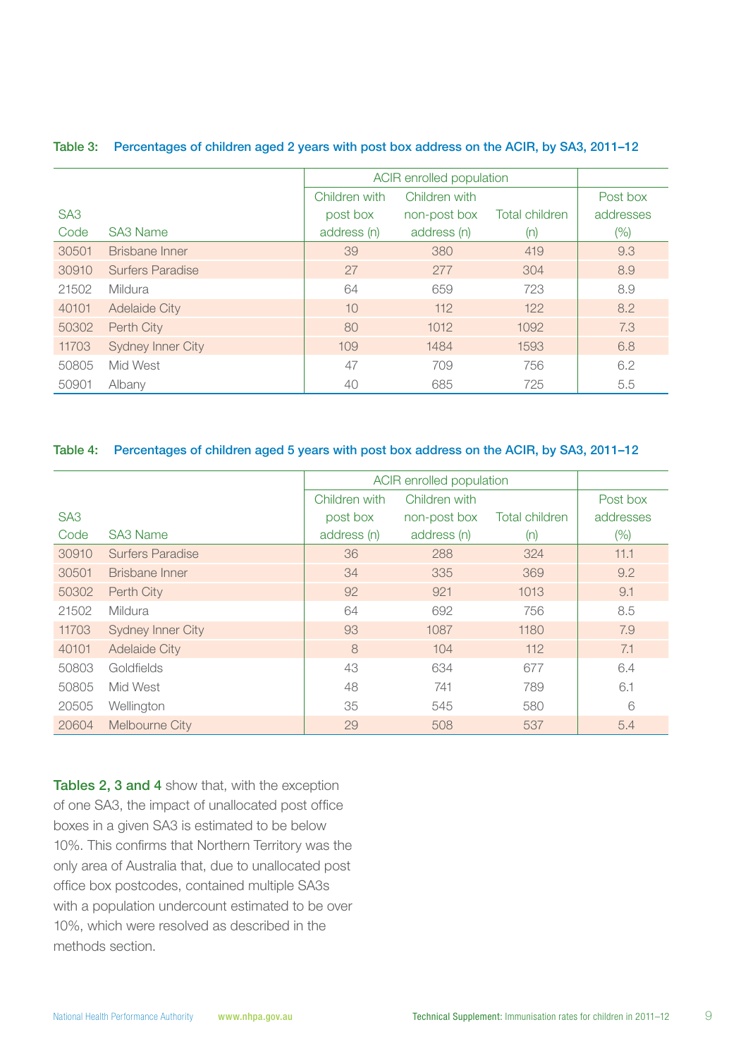**Table 3: Percentages of children aged 2 years with post box address on the ACIR, by SA3, 2011–12**

| | | ACIR enrolled population | | | |
|---|---|---|---|---|---|
| SA3 Code | SA3 Name | Children with post box address (n) | Children with non-post box address (n) | Total children (n) | Post box addresses (%) |
| 30501 | Brisbane Inner | 39 | 380 | 419 | 9.3 |
| 30910 | Surfers Paradise | 27 | 277 | 304 | 8.9 |
| 21502 | Mildura | 64 | 659 | 723 | 8.9 |
| 40101 | Adelaide City | 10 | 112 | 122 | 8.2 |
| 50302 | Perth City | 80 | 1012 | 1092 | 7.3 |
| 11703 | Sydney Inner City | 109 | 1484 | 1593 | 6.8 |
| 50805 | Mid West | 47 | 709 | 756 | 6.2 |
| 50901 | Albany | 40 | 685 | 725 | 5.5 |

**Table 4: Percentages of children aged 5 years with post box address on the ACIR, by SA3, 2011–12**

| | | ACIR enrolled population | | | |
|---|---|---|---|---|---|
| SA3 Code | SA3 Name | Children with post box address (n) | Children with non-post box address (n) | Total children (n) | Post box addresses (%) |
| 30910 | Surfers Paradise | 36 | 288 | 324 | 11.1 |
| 30501 | Brisbane Inner | 34 | 335 | 369 | 9.2 |
| 50302 | Perth City | 92 | 921 | 1013 | 9.1 |
| 21502 | Mildura | 64 | 692 | 756 | 8.5 |
| 11703 | Sydney Inner City | 93 | 1087 | 1180 | 7.9 |
| 40101 | Adelaide City | 8 | 104 | 112 | 7.1 |
| 50803 | Goldfields | 43 | 634 | 677 | 6.4 |
| 50805 | Mid West | 48 | 741 | 789 | 6.1 |
| 20505 | Wellington | 35 | 545 | 580 | 6 |
| 20604 | Melbourne City | 29 | 508 | 537 | 5.4 |

**Tables 2, 3 and 4** show that, with the exception of one SA3, the impact of unallocated post office boxes in a given SA3 is estimated to be below 10%. This confirms that Northern Territory was the only area of Australia that, due to unallocated post office box postcodes, contained multiple SA3s with a population undercount estimated to be over 10%, which were resolved as described in the methods section.